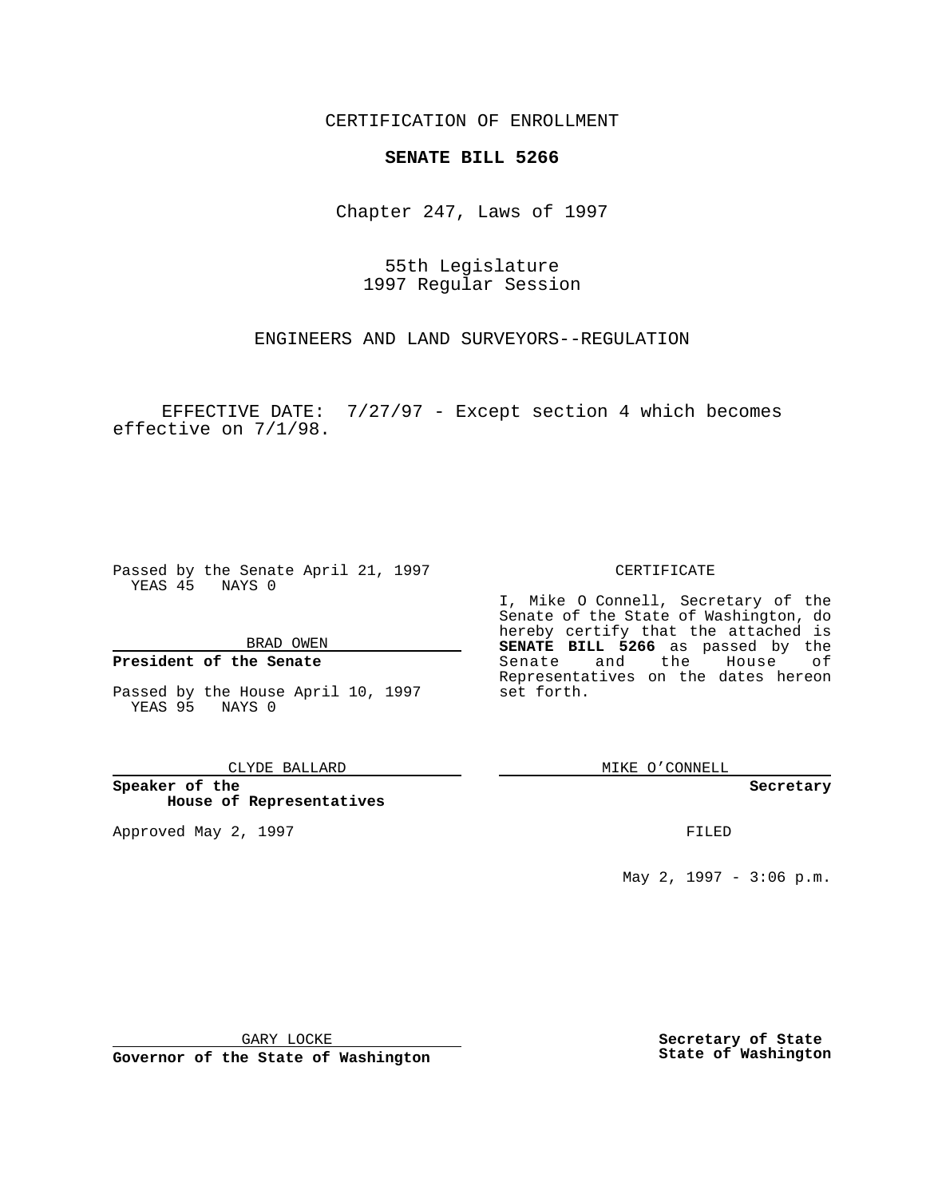CERTIFICATION OF ENROLLMENT

**SENATE BILL 5266**

Chapter 247, Laws of 1997

55th Legislature
1997 Regular Session

ENGINEERS AND LAND SURVEYORS--REGULATION

EFFECTIVE DATE: 7/27/97 - Except section 4 which becomes effective on 7/1/98.

Passed by the Senate April 21, 1997
YEAS 45 NAYS 0

BRAD OWEN

**President of the Senate**

Passed by the House April 10, 1997
YEAS 95 NAYS 0

CLYDE BALLARD

**Speaker of the House of Representatives**

Approved May 2, 1997

GARY LOCKE

**Governor of the State of Washington**

CERTIFICATE

I, Mike O Connell, Secretary of the Senate of the State of Washington, do hereby certify that the attached is **SENATE BILL 5266** as passed by the Senate and the House of Representatives on the dates hereon set forth.

MIKE O'CONNELL

**Secretary**

FILED

May 2, 1997 - 3:06 p.m.

**Secretary of State**
**State of Washington**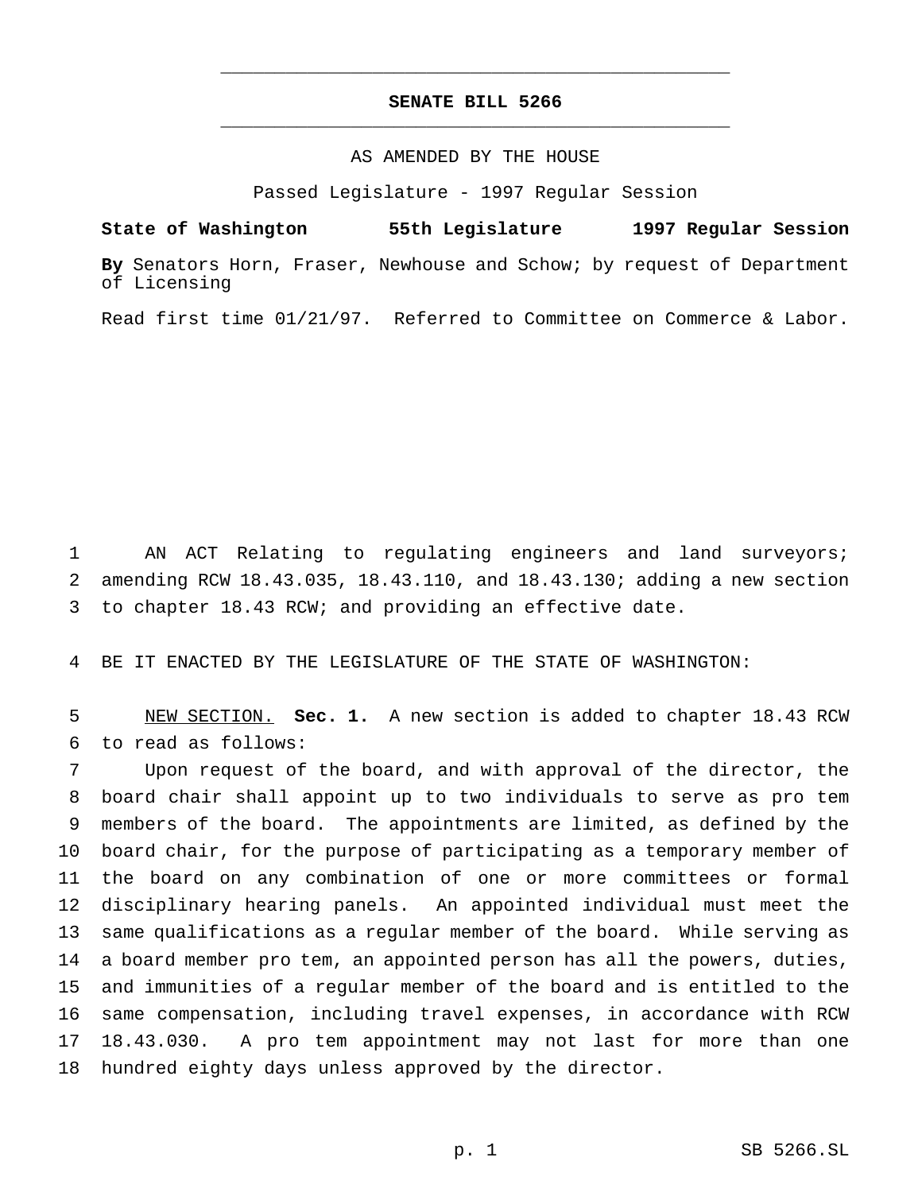# SENATE BILL 5266

AS AMENDED BY THE HOUSE

Passed Legislature - 1997 Regular Session

**State of Washington 55th Legislature 1997 Regular Session**

**By** Senators Horn, Fraser, Newhouse and Schow; by request of Department of Licensing

Read first time 01/21/97. Referred to Committee on Commerce & Labor.

AN ACT Relating to regulating engineers and land surveyors; amending RCW 18.43.035, 18.43.110, and 18.43.130; adding a new section to chapter 18.43 RCW; and providing an effective date.

BE IT ENACTED BY THE LEGISLATURE OF THE STATE OF WASHINGTON:

NEW SECTION. **Sec. 1.** A new section is added to chapter 18.43 RCW to read as follows:

Upon request of the board, and with approval of the director, the board chair shall appoint up to two individuals to serve as pro tem members of the board. The appointments are limited, as defined by the board chair, for the purpose of participating as a temporary member of the board on any combination of one or more committees or formal disciplinary hearing panels. An appointed individual must meet the same qualifications as a regular member of the board. While serving as a board member pro tem, an appointed person has all the powers, duties, and immunities of a regular member of the board and is entitled to the same compensation, including travel expenses, in accordance with RCW 18.43.030. A pro tem appointment may not last for more than one hundred eighty days unless approved by the director.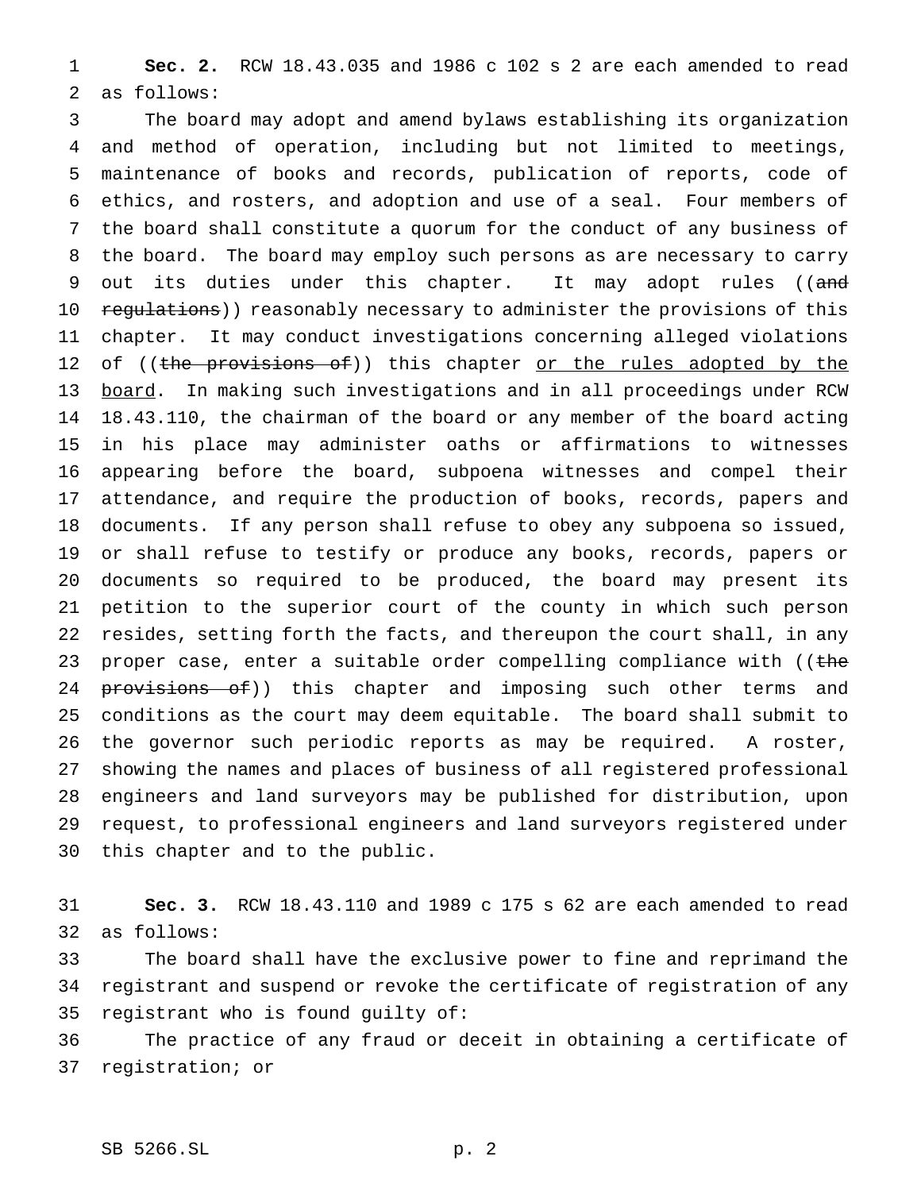**Sec. 2.** RCW 18.43.035 and 1986 c 102 s 2 are each amended to read as follows:

The board may adopt and amend bylaws establishing its organization and method of operation, including but not limited to meetings, maintenance of books and records, publication of reports, code of ethics, and rosters, and adoption and use of a seal. Four members of the board shall constitute a quorum for the conduct of any business of the board. The board may employ such persons as are necessary to carry out its duties under this chapter. It may adopt rules ((~~and regulations~~)) reasonably necessary to administer the provisions of this chapter. It may conduct investigations concerning alleged violations of ((~~the provisions of~~)) this chapter <u>or the rules adopted by the board</u>. In making such investigations and in all proceedings under RCW 18.43.110, the chairman of the board or any member of the board acting in his place may administer oaths or affirmations to witnesses appearing before the board, subpoena witnesses and compel their attendance, and require the production of books, records, papers and documents. If any person shall refuse to obey any subpoena so issued, or shall refuse to testify or produce any books, records, papers or documents so required to be produced, the board may present its petition to the superior court of the county in which such person resides, setting forth the facts, and thereupon the court shall, in any proper case, enter a suitable order compelling compliance with ((~~the provisions of~~)) this chapter and imposing such other terms and conditions as the court may deem equitable. The board shall submit to the governor such periodic reports as may be required. A roster, showing the names and places of business of all registered professional engineers and land surveyors may be published for distribution, upon request, to professional engineers and land surveyors registered under this chapter and to the public.

**Sec. 3.** RCW 18.43.110 and 1989 c 175 s 62 are each amended to read as follows:

The board shall have the exclusive power to fine and reprimand the registrant and suspend or revoke the certificate of registration of any registrant who is found guilty of:

The practice of any fraud or deceit in obtaining a certificate of registration; or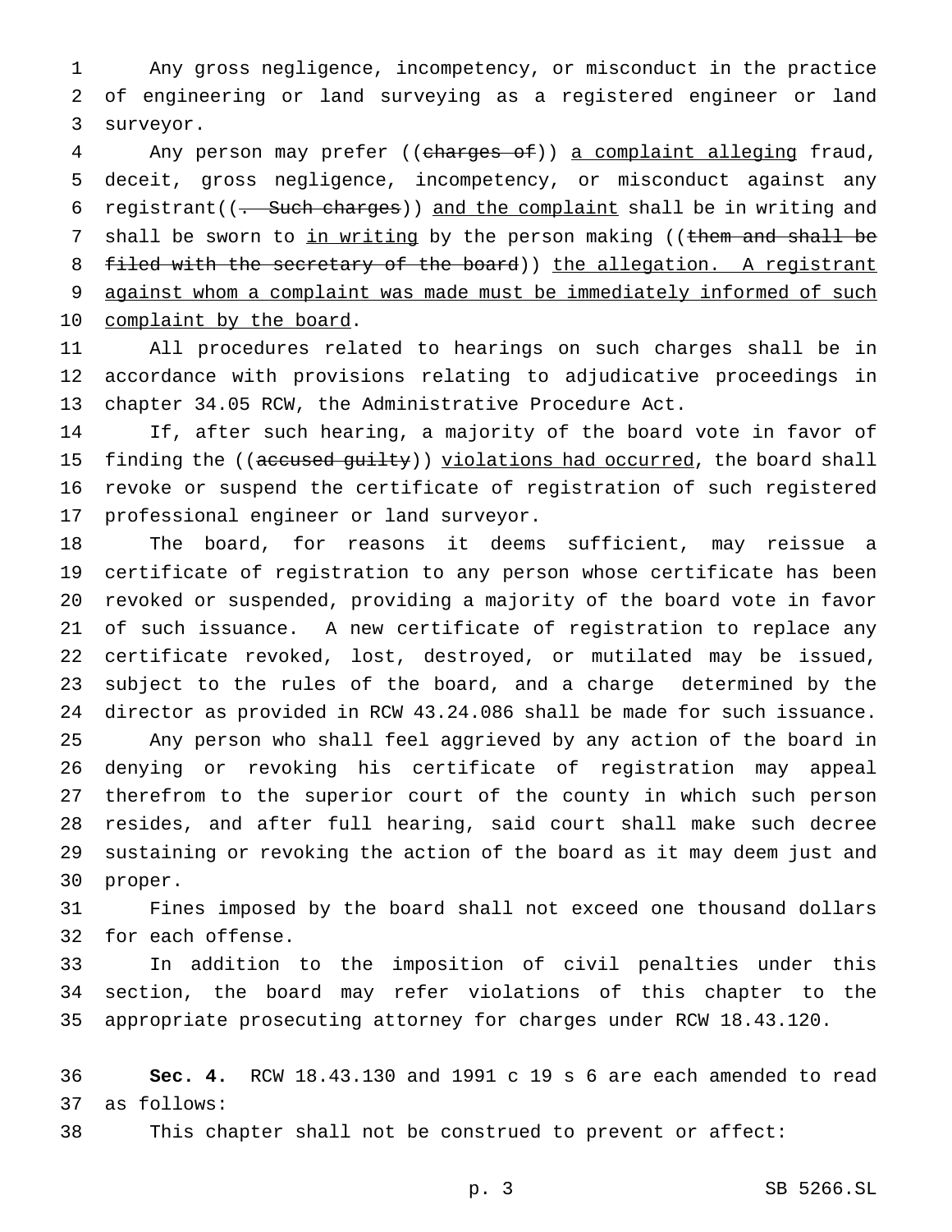Any gross negligence, incompetency, or misconduct in the practice of engineering or land surveying as a registered engineer or land surveyor.

Any person may prefer ((~~charges of~~)) <u>a complaint alleging</u> fraud, deceit, gross negligence, incompetency, or misconduct against any registrant((~~. Such charges~~)) <u>and the complaint</u> shall be in writing and shall be sworn to <u>in writing</u> by the person making ((~~them and shall be filed with the secretary of the board~~)) <u>the allegation. A registrant against whom a complaint was made must be immediately informed of such complaint by the board</u>.

All procedures related to hearings on such charges shall be in accordance with provisions relating to adjudicative proceedings in chapter 34.05 RCW, the Administrative Procedure Act.

If, after such hearing, a majority of the board vote in favor of finding the ((~~accused guilty~~)) <u>violations had occurred</u>, the board shall revoke or suspend the certificate of registration of such registered professional engineer or land surveyor.

The board, for reasons it deems sufficient, may reissue a certificate of registration to any person whose certificate has been revoked or suspended, providing a majority of the board vote in favor of such issuance. A new certificate of registration to replace any certificate revoked, lost, destroyed, or mutilated may be issued, subject to the rules of the board, and a charge determined by the director as provided in RCW 43.24.086 shall be made for such issuance.

Any person who shall feel aggrieved by any action of the board in denying or revoking his certificate of registration may appeal therefrom to the superior court of the county in which such person resides, and after full hearing, said court shall make such decree sustaining or revoking the action of the board as it may deem just and proper.

Fines imposed by the board shall not exceed one thousand dollars for each offense.

In addition to the imposition of civil penalties under this section, the board may refer violations of this chapter to the appropriate prosecuting attorney for charges under RCW 18.43.120.

**Sec. 4.** RCW 18.43.130 and 1991 c 19 s 6 are each amended to read as follows:

This chapter shall not be construed to prevent or affect: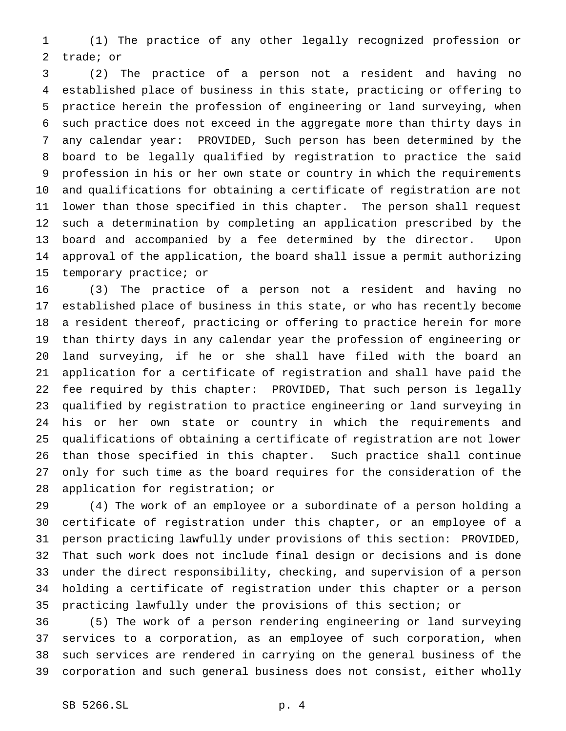(1) The practice of any other legally recognized profession or trade; or

(2) The practice of a person not a resident and having no established place of business in this state, practicing or offering to practice herein the profession of engineering or land surveying, when such practice does not exceed in the aggregate more than thirty days in any calendar year: PROVIDED, Such person has been determined by the board to be legally qualified by registration to practice the said profession in his or her own state or country in which the requirements and qualifications for obtaining a certificate of registration are not lower than those specified in this chapter. The person shall request such a determination by completing an application prescribed by the board and accompanied by a fee determined by the director. Upon approval of the application, the board shall issue a permit authorizing temporary practice; or

(3) The practice of a person not a resident and having no established place of business in this state, or who has recently become a resident thereof, practicing or offering to practice herein for more than thirty days in any calendar year the profession of engineering or land surveying, if he or she shall have filed with the board an application for a certificate of registration and shall have paid the fee required by this chapter: PROVIDED, That such person is legally qualified by registration to practice engineering or land surveying in his or her own state or country in which the requirements and qualifications of obtaining a certificate of registration are not lower than those specified in this chapter. Such practice shall continue only for such time as the board requires for the consideration of the application for registration; or

(4) The work of an employee or a subordinate of a person holding a certificate of registration under this chapter, or an employee of a person practicing lawfully under provisions of this section: PROVIDED, That such work does not include final design or decisions and is done under the direct responsibility, checking, and supervision of a person holding a certificate of registration under this chapter or a person practicing lawfully under the provisions of this section; or

(5) The work of a person rendering engineering or land surveying services to a corporation, as an employee of such corporation, when such services are rendered in carrying on the general business of the corporation and such general business does not consist, either wholly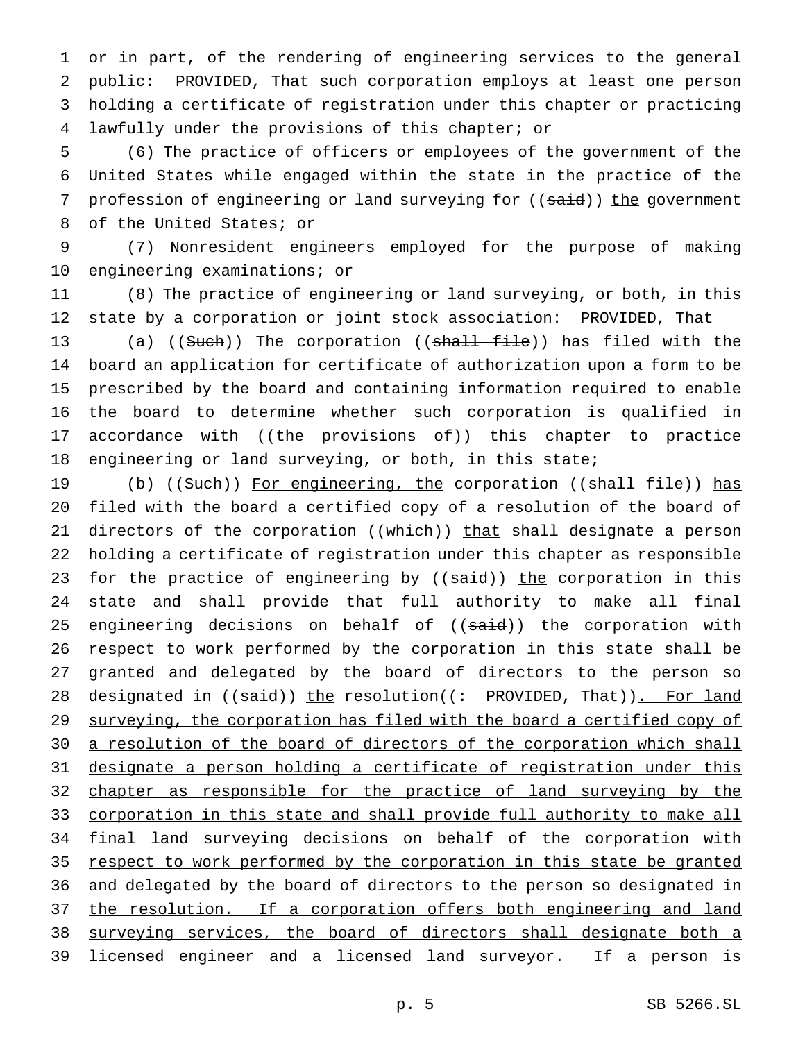or in part, of the rendering of engineering services to the general public: PROVIDED, That such corporation employs at least one person holding a certificate of registration under this chapter or practicing lawfully under the provisions of this chapter; or

(6) The practice of officers or employees of the government of the United States while engaged within the state in the practice of the profession of engineering or land surveying for ((~~said~~)) <u>the</u> government <u>of the United States</u>; or

(7) Nonresident engineers employed for the purpose of making engineering examinations; or

(8) The practice of engineering <u>or land surveying, or both,</u> in this state by a corporation or joint stock association: PROVIDED, That

(a) ((~~Such~~)) <u>The</u> corporation ((~~shall file~~)) <u>has filed</u> with the board an application for certificate of authorization upon a form to be prescribed by the board and containing information required to enable the board to determine whether such corporation is qualified in accordance with ((~~the provisions of~~)) this chapter to practice engineering <u>or land surveying, or both,</u> in this state;

(b) ((~~Such~~)) <u>For engineering, the</u> corporation ((~~shall file~~)) <u>has filed</u> with the board a certified copy of a resolution of the board of directors of the corporation ((~~which~~)) <u>that</u> shall designate a person holding a certificate of registration under this chapter as responsible for the practice of engineering by ((~~said~~)) <u>the</u> corporation in this state and shall provide that full authority to make all final engineering decisions on behalf of ((~~said~~)) <u>the</u> corporation with respect to work performed by the corporation in this state shall be granted and delegated by the board of directors to the person so designated in ((~~said~~)) <u>the</u> resolution((~~: PROVIDED, That~~))<u>. For land surveying, the corporation has filed with the board a certified copy of a resolution of the board of directors of the corporation which shall designate a person holding a certificate of registration under this chapter as responsible for the practice of land surveying by the corporation in this state and shall provide full authority to make all final land surveying decisions on behalf of the corporation with respect to work performed by the corporation in this state be granted and delegated by the board of directors to the person so designated in the resolution. If a corporation offers both engineering and land surveying services, the board of directors shall designate both a licensed engineer and a licensed land surveyor. If a person is</u>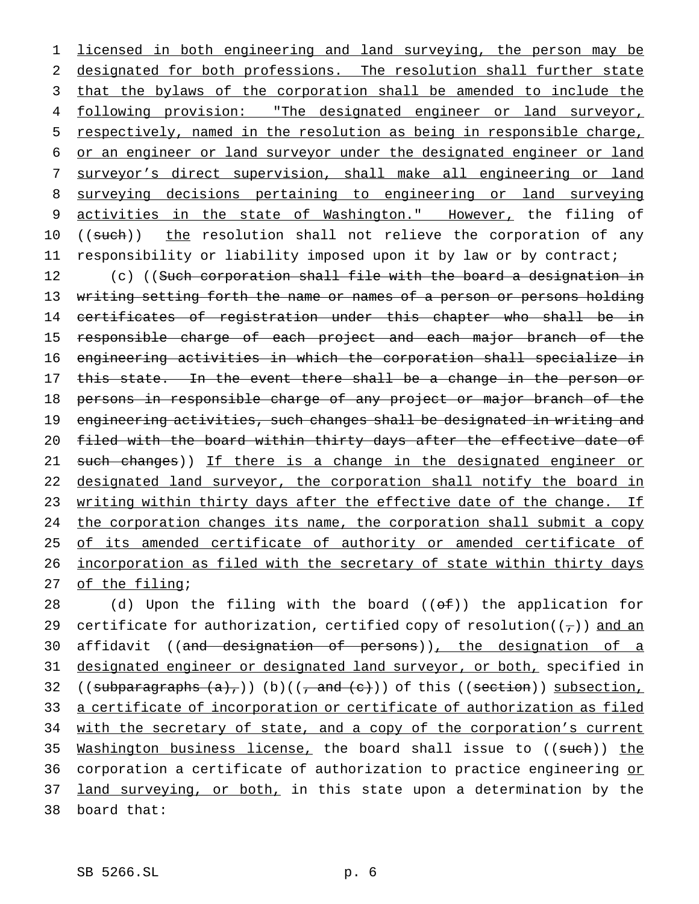licensed in both engineering and land surveying, the person may be designated for both professions. The resolution shall further state that the bylaws of the corporation shall be amended to include the following provision: "The designated engineer or land surveyor, respectively, named in the resolution as being in responsible charge, or an engineer or land surveyor under the designated engineer or land surveyor's direct supervision, shall make all engineering or land surveying decisions pertaining to engineering or land surveying activities in the state of Washington." However, the filing of ((such)) the resolution shall not relieve the corporation of any responsibility or liability imposed upon it by law or by contract;

(c) ((Such corporation shall file with the board a designation in writing setting forth the name or names of a person or persons holding certificates of registration under this chapter who shall be in responsible charge of each project and each major branch of the engineering activities in which the corporation shall specialize in this state. In the event there shall be a change in the person or persons in responsible charge of any project or major branch of the engineering activities, such changes shall be designated in writing and filed with the board within thirty days after the effective date of such changes)) If there is a change in the designated engineer or designated land surveyor, the corporation shall notify the board in writing within thirty days after the effective date of the change. If the corporation changes its name, the corporation shall submit a copy of its amended certificate of authority or amended certificate of incorporation as filed with the secretary of state within thirty days of the filing;

(d) Upon the filing with the board ((of)) the application for certificate for authorization, certified copy of resolution((,)) and an affidavit ((and designation of persons)), the designation of a designated engineer or designated land surveyor, or both, specified in ((subparagraphs (a),)) (b)((, and (c))) of this ((section)) subsection, a certificate of incorporation or certificate of authorization as filed with the secretary of state, and a copy of the corporation's current Washington business license, the board shall issue to ((such)) the corporation a certificate of authorization to practice engineering or land surveying, or both, in this state upon a determination by the board that: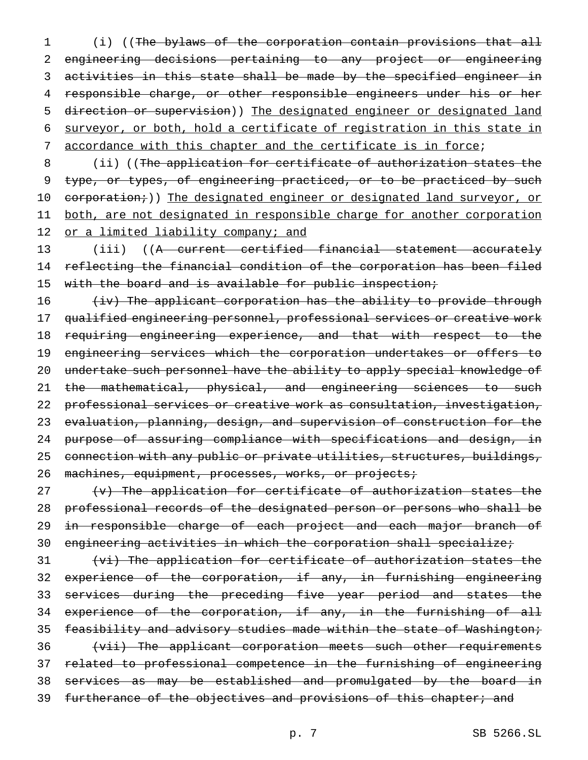(i) ((~~The bylaws of the corporation contain provisions that all engineering decisions pertaining to any project or engineering activities in this state shall be made by the specified engineer in responsible charge, or other responsible engineers under his or her direction or supervision~~)) <u>The designated engineer or designated land surveyor, or both, hold a certificate of registration in this state in accordance with this chapter and the certificate is in force</u>;

(ii) ((~~The application for certificate of authorization states the type, or types, of engineering practiced, or to be practiced by such corporation;~~)) <u>The designated engineer or designated land surveyor, or both, are not designated in responsible charge for another corporation or a limited liability company; and</u>

(iii) ((~~A current certified financial statement accurately reflecting the financial condition of the corporation has been filed with the board and is available for public inspection;~~

~~(iv) The applicant corporation has the ability to provide through qualified engineering personnel, professional services or creative work requiring engineering experience, and that with respect to the engineering services which the corporation undertakes or offers to undertake such personnel have the ability to apply special knowledge of the mathematical, physical, and engineering sciences to such professional services or creative work as consultation, investigation, evaluation, planning, design, and supervision of construction for the purpose of assuring compliance with specifications and design, in connection with any public or private utilities, structures, buildings, machines, equipment, processes, works, or projects;~~

~~(v) The application for certificate of authorization states the professional records of the designated person or persons who shall be in responsible charge of each project and each major branch of engineering activities in which the corporation shall specialize;~~

~~(vi) The application for certificate of authorization states the experience of the corporation, if any, in furnishing engineering services during the preceding five year period and states the experience of the corporation, if any, in the furnishing of all feasibility and advisory studies made within the state of Washington;~~

~~(vii) The applicant corporation meets such other requirements related to professional competence in the furnishing of engineering services as may be established and promulgated by the board in furtherance of the objectives and provisions of this chapter; and~~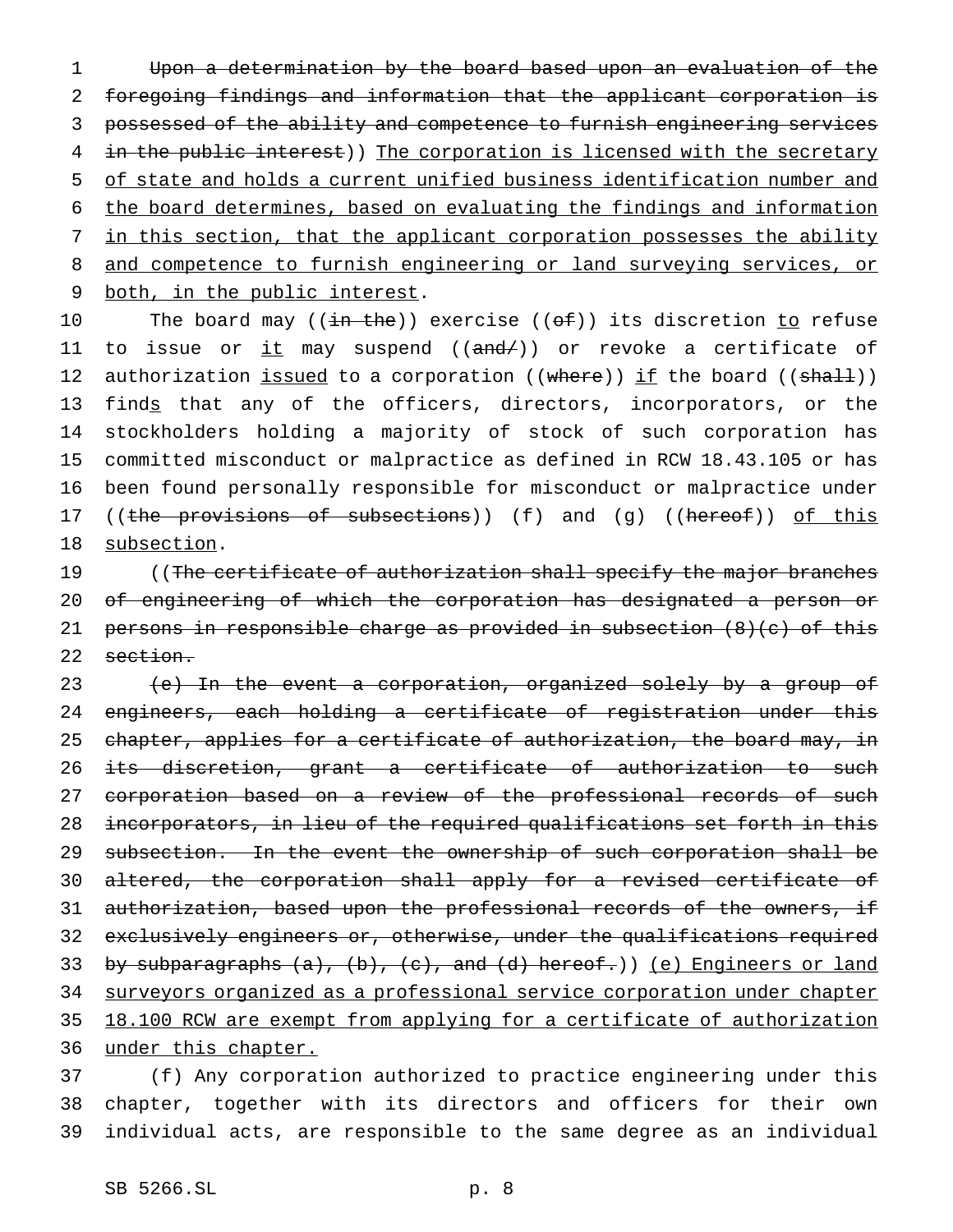Upon a determination by the board based upon an evaluation of the foregoing findings and information that the applicant corporation is possessed of the ability and competence to furnish engineering services in the public interest)) The corporation is licensed with the secretary of state and holds a current unified business identification number and the board determines, based on evaluating the findings and information in this section, that the applicant corporation possesses the ability and competence to furnish engineering or land surveying services, or both, in the public interest.

The board may ((in the)) exercise ((of)) its discretion to refuse to issue or it may suspend ((and/)) or revoke a certificate of authorization issued to a corporation ((where)) if the board ((shall)) finds that any of the officers, directors, incorporators, or the stockholders holding a majority of stock of such corporation has committed misconduct or malpractice as defined in RCW 18.43.105 or has been found personally responsible for misconduct or malpractice under ((the provisions of subsections)) (f) and (g) ((hereof)) of this subsection.

((The certificate of authorization shall specify the major branches of engineering of which the corporation has designated a person or persons in responsible charge as provided in subsection (8)(c) of this section.

(e) In the event a corporation, organized solely by a group of engineers, each holding a certificate of registration under this chapter, applies for a certificate of authorization, the board may, in its discretion, grant a certificate of authorization to such corporation based on a review of the professional records of such incorporators, in lieu of the required qualifications set forth in this subsection. In the event the ownership of such corporation shall be altered, the corporation shall apply for a revised certificate of authorization, based upon the professional records of the owners, if exclusively engineers or, otherwise, under the qualifications required by subparagraphs (a), (b), (c), and (d) hereof.)) (e) Engineers or land surveyors organized as a professional service corporation under chapter 18.100 RCW are exempt from applying for a certificate of authorization under this chapter.

(f) Any corporation authorized to practice engineering under this chapter, together with its directors and officers for their own individual acts, are responsible to the same degree as an individual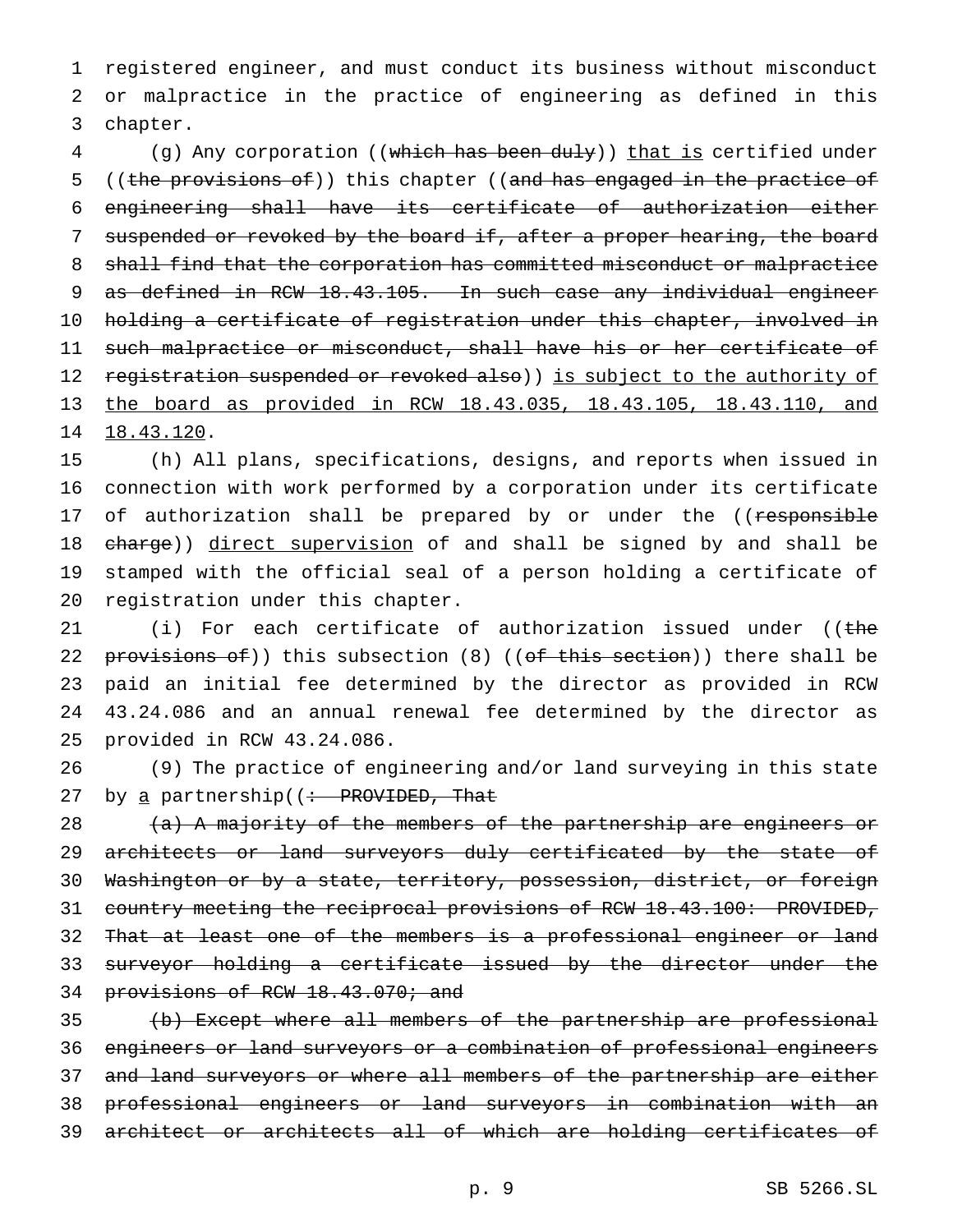registered engineer, and must conduct its business without misconduct or malpractice in the practice of engineering as defined in this chapter.

(g) Any corporation ((~~which has been duly~~)) <u>that is</u> certified under ((~~the provisions of~~)) this chapter ((~~and has engaged in the practice of engineering shall have its certificate of authorization either suspended or revoked by the board if, after a proper hearing, the board shall find that the corporation has committed misconduct or malpractice as defined in RCW 18.43.105. In such case any individual engineer holding a certificate of registration under this chapter, involved in such malpractice or misconduct, shall have his or her certificate of registration suspended or revoked also~~)) <u>is subject to the authority of the board as provided in RCW 18.43.035, 18.43.105, 18.43.110, and 18.43.120</u>.

(h) All plans, specifications, designs, and reports when issued in connection with work performed by a corporation under its certificate of authorization shall be prepared by or under the ((~~responsible charge~~)) <u>direct supervision</u> of and shall be signed by and shall be stamped with the official seal of a person holding a certificate of registration under this chapter.

(i) For each certificate of authorization issued under ((~~the provisions of~~)) this subsection (8) ((~~of this section~~)) there shall be paid an initial fee determined by the director as provided in RCW 43.24.086 and an annual renewal fee determined by the director as provided in RCW 43.24.086.

(9) The practice of engineering and/or land surveying in this state by <u>a</u> partnership((~~: PROVIDED, That~~

~~(a) A majority of the members of the partnership are engineers or architects or land surveyors duly certificated by the state of Washington or by a state, territory, possession, district, or foreign country meeting the reciprocal provisions of RCW 18.43.100: PROVIDED, That at least one of the members is a professional engineer or land surveyor holding a certificate issued by the director under the provisions of RCW 18.43.070; and~~

~~(b) Except where all members of the partnership are professional engineers or land surveyors or a combination of professional engineers and land surveyors or where all members of the partnership are either professional engineers or land surveyors in combination with an architect or architects all of which are holding certificates of~~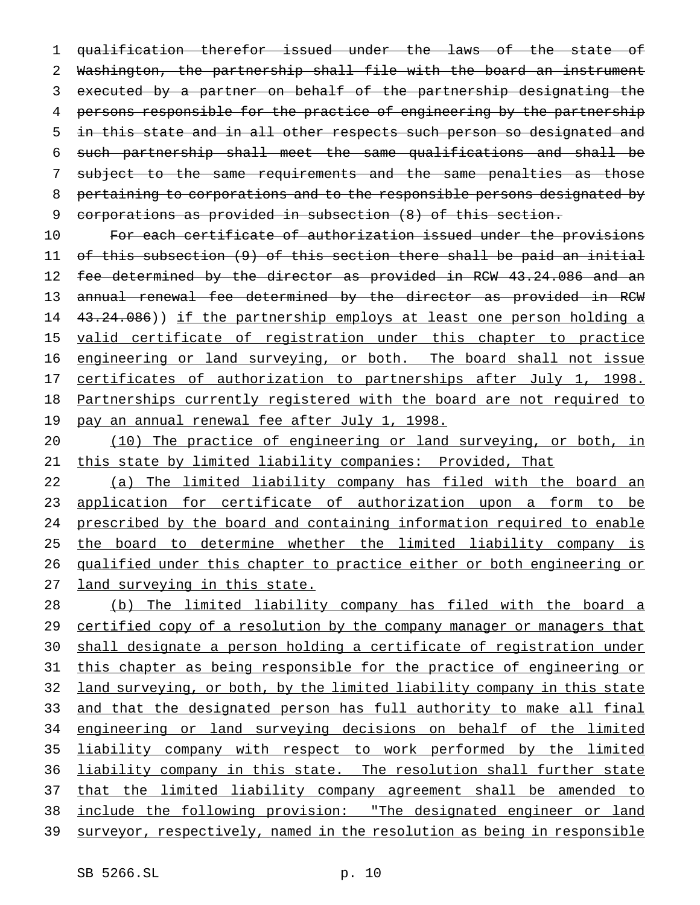~~qualification therefor issued under the laws of the state of Washington, the partnership shall file with the board an instrument executed by a partner on behalf of the partnership designating the persons responsible for the practice of engineering by the partnership in this state and in all other respects such person so designated and such partnership shall meet the same qualifications and shall be subject to the same requirements and the same penalties as those pertaining to corporations and to the responsible persons designated by corporations as provided in subsection (8) of this section.~~

~~For each certificate of authorization issued under the provisions of this subsection (9) of this section there shall be paid an initial fee determined by the director as provided in RCW 43.24.086 and an annual renewal fee determined by the director as provided in RCW 43.24.086~~)) <u>if the partnership employs at least one person holding a valid certificate of registration under this chapter to practice engineering or land surveying, or both. The board shall not issue certificates of authorization to partnerships after July 1, 1998. Partnerships currently registered with the board are not required to pay an annual renewal fee after July 1, 1998.</u>

<u>(10) The practice of engineering or land surveying, or both, in this state by limited liability companies: Provided, That</u>

<u>(a) The limited liability company has filed with the board an application for certificate of authorization upon a form to be prescribed by the board and containing information required to enable the board to determine whether the limited liability company is qualified under this chapter to practice either or both engineering or land surveying in this state.</u>

<u>(b) The limited liability company has filed with the board a certified copy of a resolution by the company manager or managers that shall designate a person holding a certificate of registration under this chapter as being responsible for the practice of engineering or land surveying, or both, by the limited liability company in this state and that the designated person has full authority to make all final engineering or land surveying decisions on behalf of the limited liability company with respect to work performed by the limited liability company in this state. The resolution shall further state that the limited liability company agreement shall be amended to include the following provision: "The designated engineer or land surveyor, respectively, named in the resolution as being in responsible</u>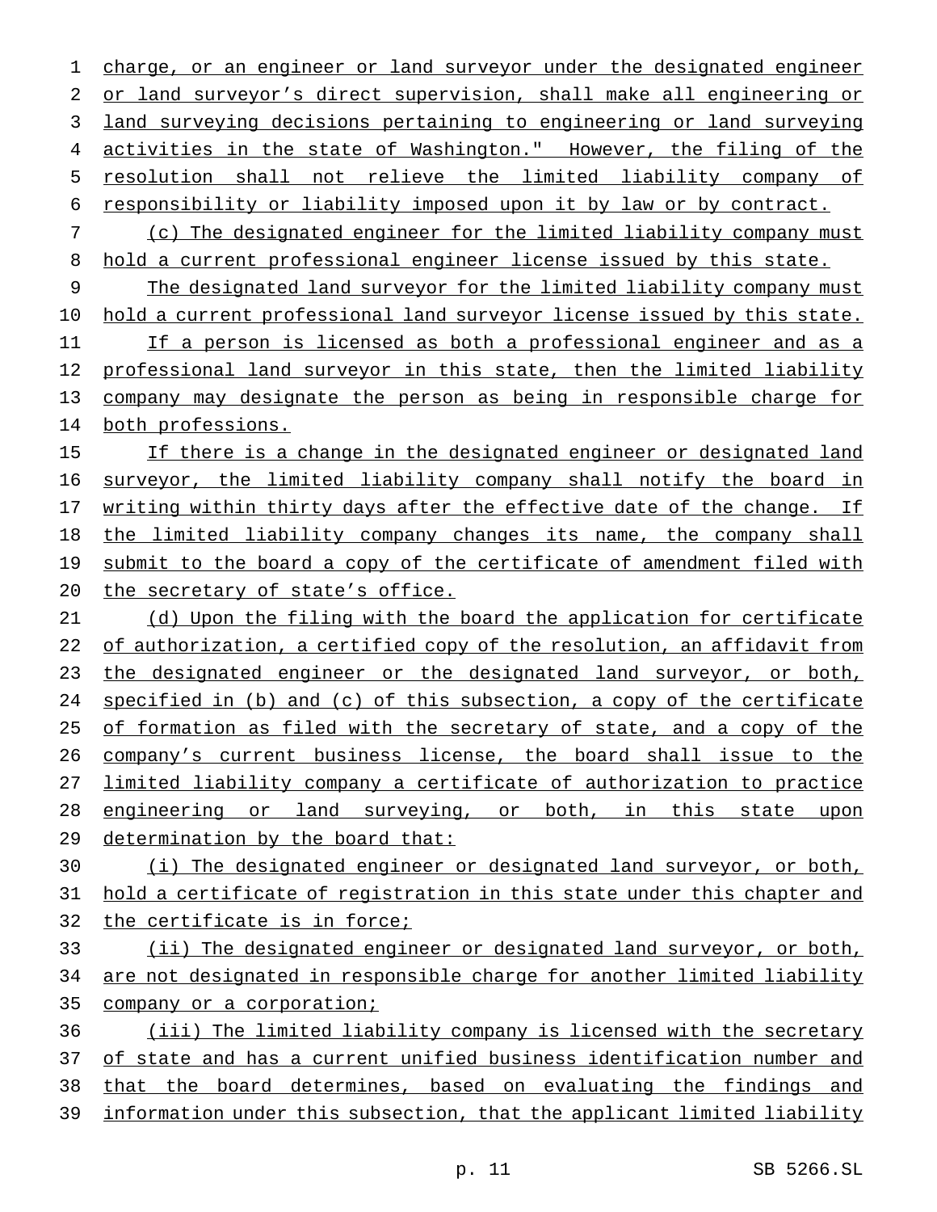charge, or an engineer or land surveyor under the designated engineer or land surveyor's direct supervision, shall make all engineering or land surveying decisions pertaining to engineering or land surveying activities in the state of Washington." However, the filing of the resolution shall not relieve the limited liability company of responsibility or liability imposed upon it by law or by contract.

(c) The designated engineer for the limited liability company must hold a current professional engineer license issued by this state.

The designated land surveyor for the limited liability company must hold a current professional land surveyor license issued by this state.

If a person is licensed as both a professional engineer and as a professional land surveyor in this state, then the limited liability company may designate the person as being in responsible charge for both professions.

If there is a change in the designated engineer or designated land surveyor, the limited liability company shall notify the board in writing within thirty days after the effective date of the change. If the limited liability company changes its name, the company shall submit to the board a copy of the certificate of amendment filed with the secretary of state's office.

(d) Upon the filing with the board the application for certificate of authorization, a certified copy of the resolution, an affidavit from the designated engineer or the designated land surveyor, or both, specified in (b) and (c) of this subsection, a copy of the certificate of formation as filed with the secretary of state, and a copy of the company's current business license, the board shall issue to the limited liability company a certificate of authorization to practice engineering or land surveying, or both, in this state upon determination by the board that:

(i) The designated engineer or designated land surveyor, or both, hold a certificate of registration in this state under this chapter and the certificate is in force;

(ii) The designated engineer or designated land surveyor, or both, are not designated in responsible charge for another limited liability company or a corporation;

(iii) The limited liability company is licensed with the secretary of state and has a current unified business identification number and that the board determines, based on evaluating the findings and information under this subsection, that the applicant limited liability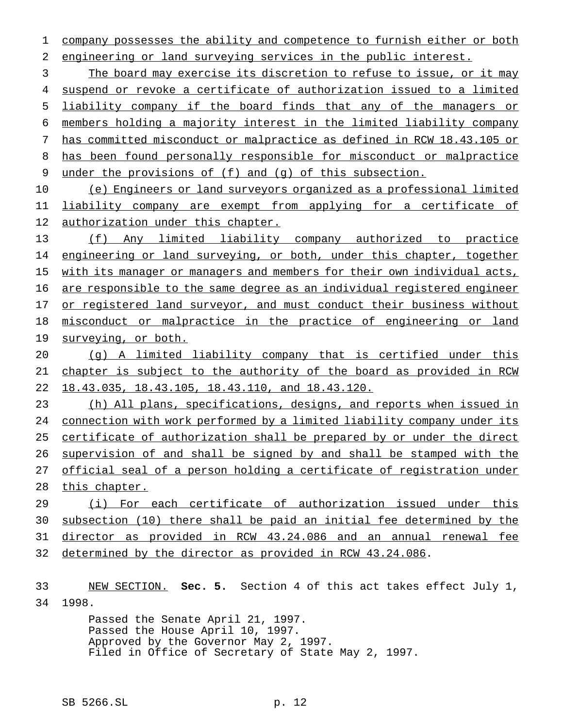company possesses the ability and competence to furnish either or both engineering or land surveying services in the public interest.

The board may exercise its discretion to refuse to issue, or it may suspend or revoke a certificate of authorization issued to a limited liability company if the board finds that any of the managers or members holding a majority interest in the limited liability company has committed misconduct or malpractice as defined in RCW 18.43.105 or has been found personally responsible for misconduct or malpractice under the provisions of (f) and (g) of this subsection.

(e) Engineers or land surveyors organized as a professional limited liability company are exempt from applying for a certificate of authorization under this chapter.

(f) Any limited liability company authorized to practice engineering or land surveying, or both, under this chapter, together with its manager or managers and members for their own individual acts, are responsible to the same degree as an individual registered engineer or registered land surveyor, and must conduct their business without misconduct or malpractice in the practice of engineering or land surveying, or both.

(g) A limited liability company that is certified under this chapter is subject to the authority of the board as provided in RCW 18.43.035, 18.43.105, 18.43.110, and 18.43.120.

(h) All plans, specifications, designs, and reports when issued in connection with work performed by a limited liability company under its certificate of authorization shall be prepared by or under the direct supervision of and shall be signed by and shall be stamped with the official seal of a person holding a certificate of registration under this chapter.

(i) For each certificate of authorization issued under this subsection (10) there shall be paid an initial fee determined by the director as provided in RCW 43.24.086 and an annual renewal fee determined by the director as provided in RCW 43.24.086.

NEW SECTION. **Sec. 5.** Section 4 of this act takes effect July 1, 1998.

Passed the Senate April 21, 1997.
Passed the House April 10, 1997.
Approved by the Governor May 2, 1997.
Filed in Office of Secretary of State May 2, 1997.